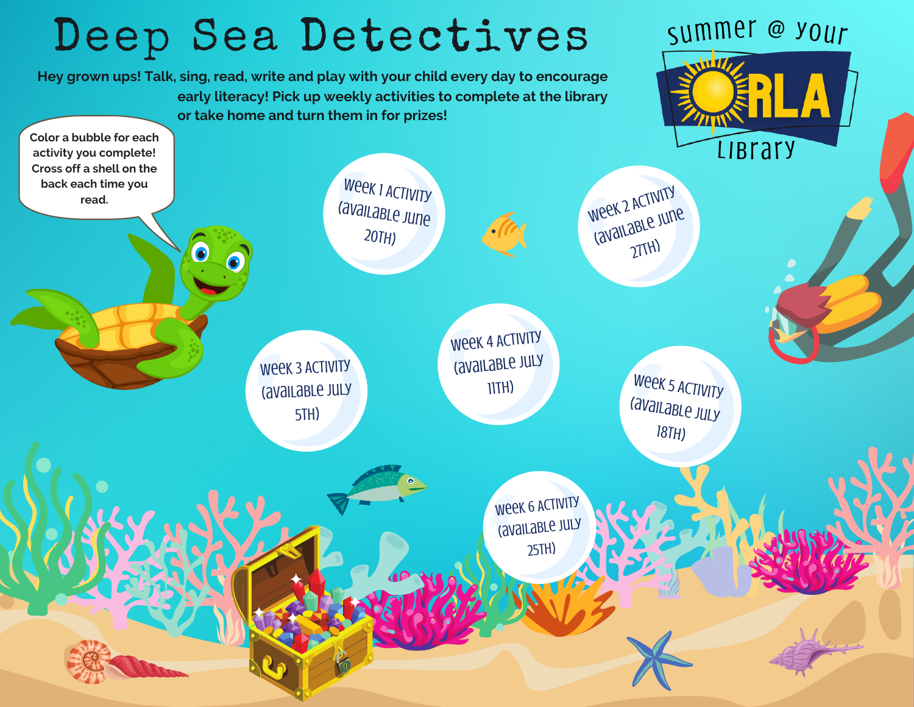# Deep Sea Detectives

summer @ your ORLA Library

Hey grown ups! Talk, sing, read, write and play with your child every day to encourage early literacy! Pick up weekly activities to complete at the library or take home and turn them in for prizes!

Color a bubble for each activity you complete! Cross off a shell on the back each time you read.

- Week 1 Activity (available June 20th)
- Week 2 Activity (available June 27th)
- Week 3 Activity (available July 5th)
- Week 4 Activity (available July 11th)
- Week 5 Activity (available July 18th)
- Week 6 Activity (available July 25th)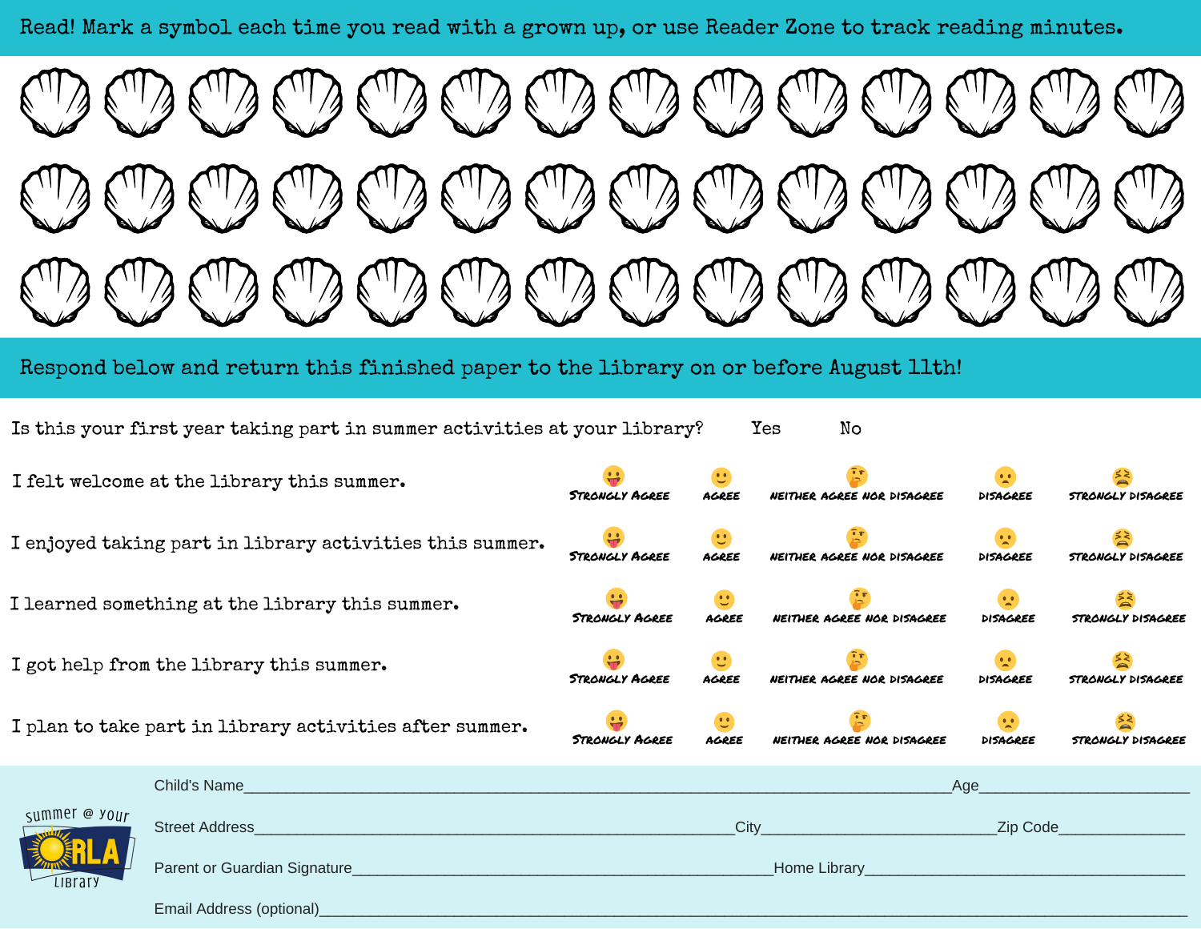Read! Mark a symbol each time you read with a grown up, or use Reader Zone to track reading minutes.

Respond below and return this finished paper to the library on or before August 11th!

Is this your first year taking part in summer activities at your library? Yes No

| | | | | | |
|---|---|---|---|---|---|
| I felt welcome at the library this summer. | STRONGLY AGREE | AGREE | NEITHER AGREE NOR DISAGREE | DISAGREE | STRONGLY DISAGREE |
| I enjoyed taking part in library activities this summer. | STRONGLY AGREE | AGREE | NEITHER AGREE NOR DISAGREE | DISAGREE | STRONGLY DISAGREE |
| I learned something at the library this summer. | STRONGLY AGREE | AGREE | NEITHER AGREE NOR DISAGREE | DISAGREE | STRONGLY DISAGREE |
| I got help from the library this summer. | STRONGLY AGREE | AGREE | NEITHER AGREE NOR DISAGREE | DISAGREE | STRONGLY DISAGREE |
| I plan to take part in library activities after summer. | STRONGLY AGREE | AGREE | NEITHER AGREE NOR DISAGREE | DISAGREE | STRONGLY DISAGREE |

summer @ your ORLA Library

Child's Name\_\_\_\_\_\_\_\_\_\_\_\_\_\_\_\_\_\_\_\_ Age\_\_\_\_\_\_\_\_

Street Address\_\_\_\_\_\_\_\_\_\_\_\_\_\_\_\_\_\_\_\_ City\_\_\_\_\_\_\_\_\_\_ Zip Code\_\_\_\_\_\_\_\_

Parent or Guardian Signature\_\_\_\_\_\_\_\_\_\_\_\_\_\_\_\_\_\_\_\_ Home Library\_\_\_\_\_\_\_\_\_\_

Email Address (optional)\_\_\_\_\_\_\_\_\_\_\_\_\_\_\_\_\_\_\_\_